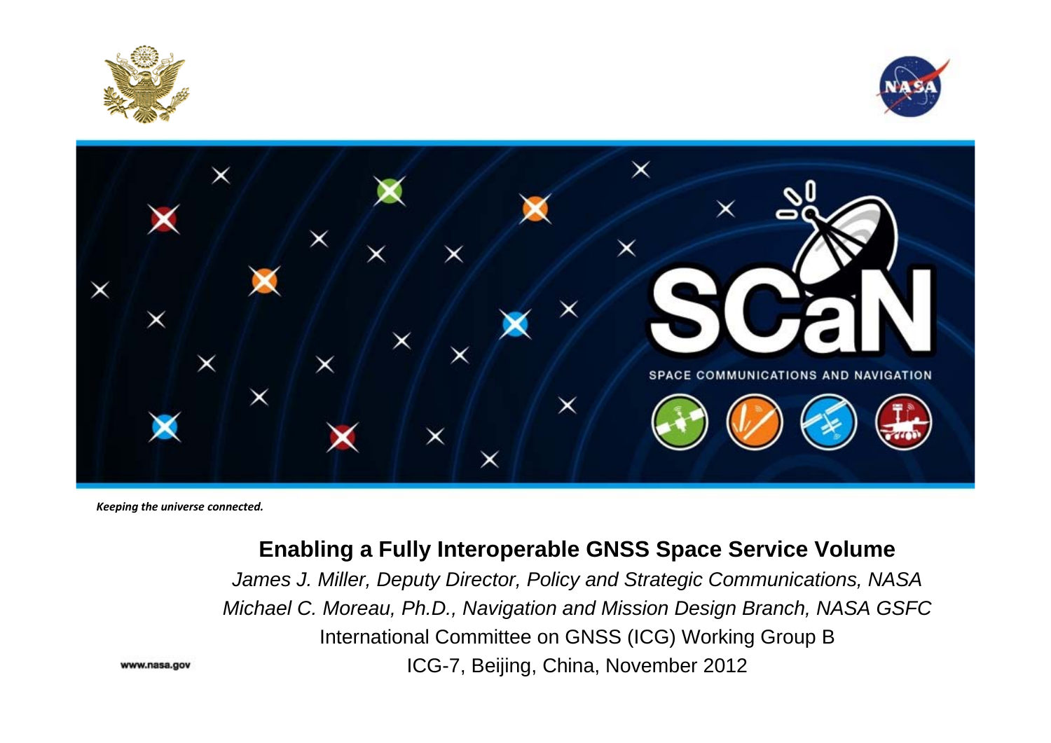SCaN

SPACE COMMUNICATIONS AND NAVIGATION

*Keeping the universe connected.*

# Enabling a Fully Interoperable GNSS Space Service Volume

*James J. Miller, Deputy Director, Policy and Strategic Communications, NASA*

*Michael C. Moreau, Ph.D., Navigation and Mission Design Branch, NASA GSFC*

International Committee on GNSS (ICG) Working Group B

ICG-7, Beijing, China, November 2012

www.nasa.gov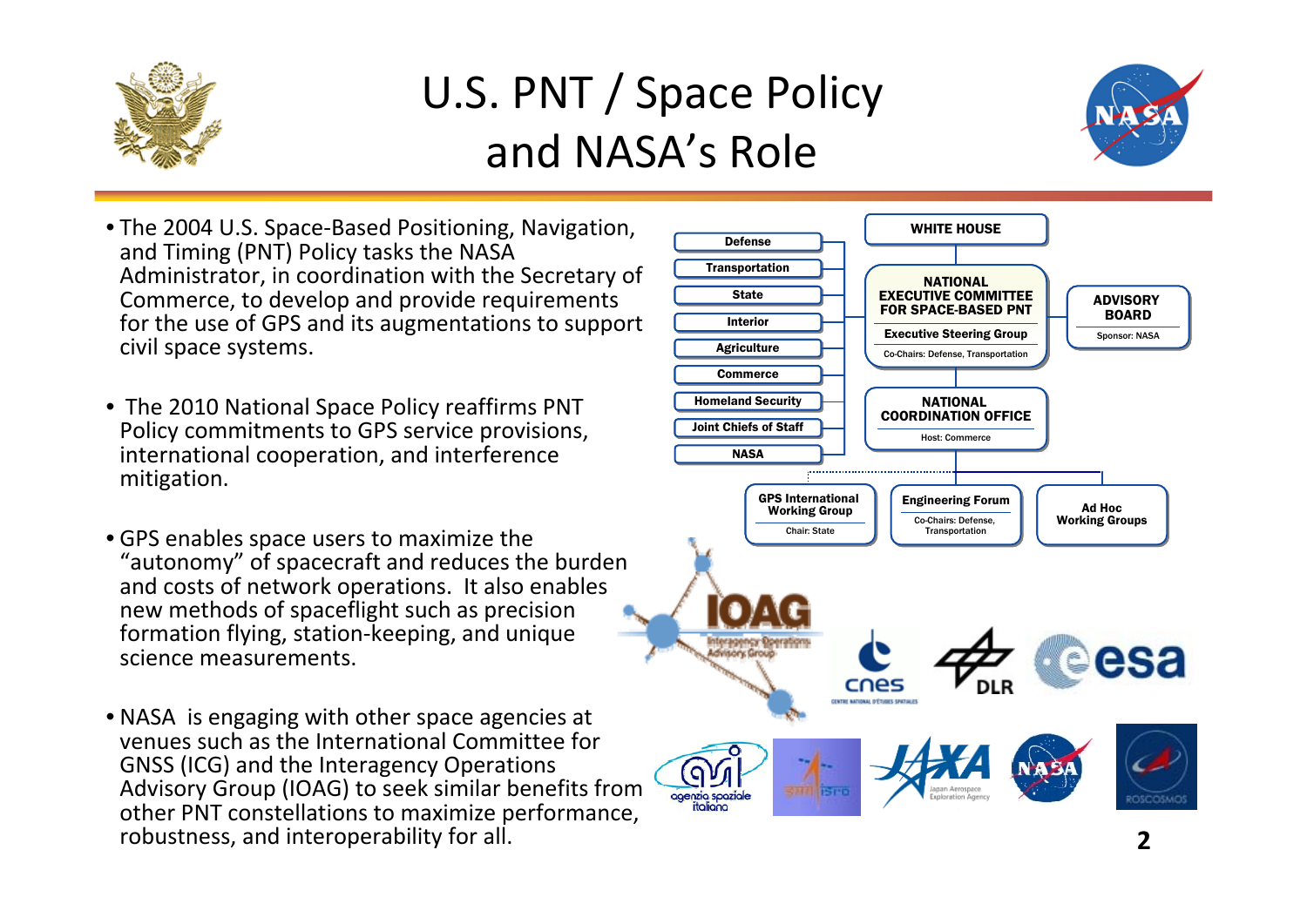# U.S. PNT / Space Policy and NASA's Role

- The 2004 U.S. Space-Based Positioning, Navigation, and Timing (PNT) Policy tasks the NASA Administrator, in coordination with the Secretary of Commerce, to develop and provide requirements for the use of GPS and its augmentations to support civil space systems.

- The 2010 National Space Policy reaffirms PNT Policy commitments to GPS service provisions, international cooperation, and interference mitigation.

- GPS enables space users to maximize the "autonomy" of spacecraft and reduces the burden and costs of network operations. It also enables new methods of spaceflight such as precision formation flying, station-keeping, and unique science measurements.

- NASA is engaging with other space agencies at venues such as the International Committee for GNSS (ICG) and the Interagency Operations Advisory Group (IOAG) to seek similar benefits from other PNT constellations to maximize performance, robustness, and interoperability for all.

WHITE HOUSE

Defense, Transportation, State, Interior, Agriculture, Commerce, Homeland Security, Joint Chiefs of Staff, NASA

NATIONAL EXECUTIVE COMMITTEE FOR SPACE-BASED PNT
Executive Steering Group
Co-Chairs: Defense, Transportation

ADVISORY BOARD
Sponsor: NASA

NATIONAL COORDINATION OFFICE
Host: Commerce

GPS International Working Group
Chair: State

Engineering Forum
Co-Chairs: Defense, Transportation

Ad Hoc Working Groups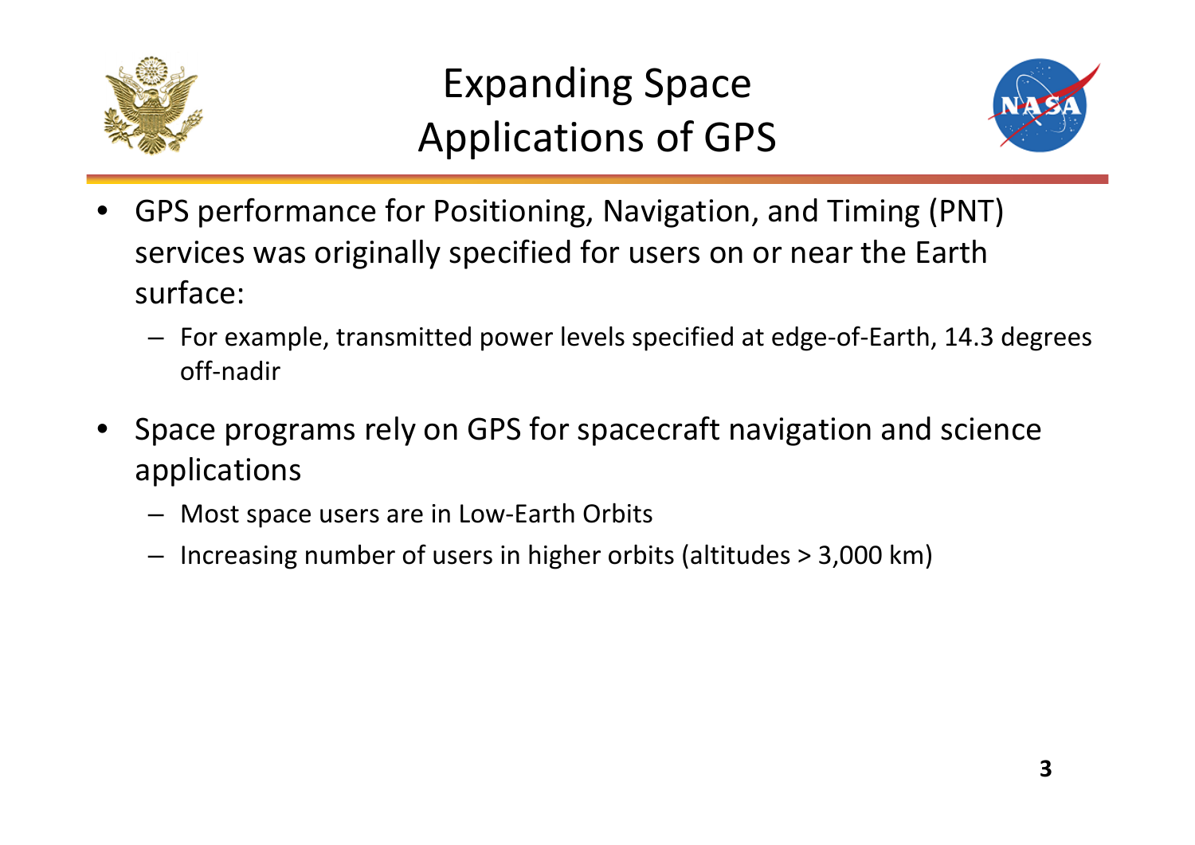# Expanding Space Applications of GPS

- GPS performance for Positioning, Navigation, and Timing (PNT) services was originally specified for users on or near the Earth surface:
  - For example, transmitted power levels specified at edge-of-Earth, 14.3 degrees off-nadir
- Space programs rely on GPS for spacecraft navigation and science applications
  - Most space users are in Low-Earth Orbits
  - Increasing number of users in higher orbits (altitudes > 3,000 km)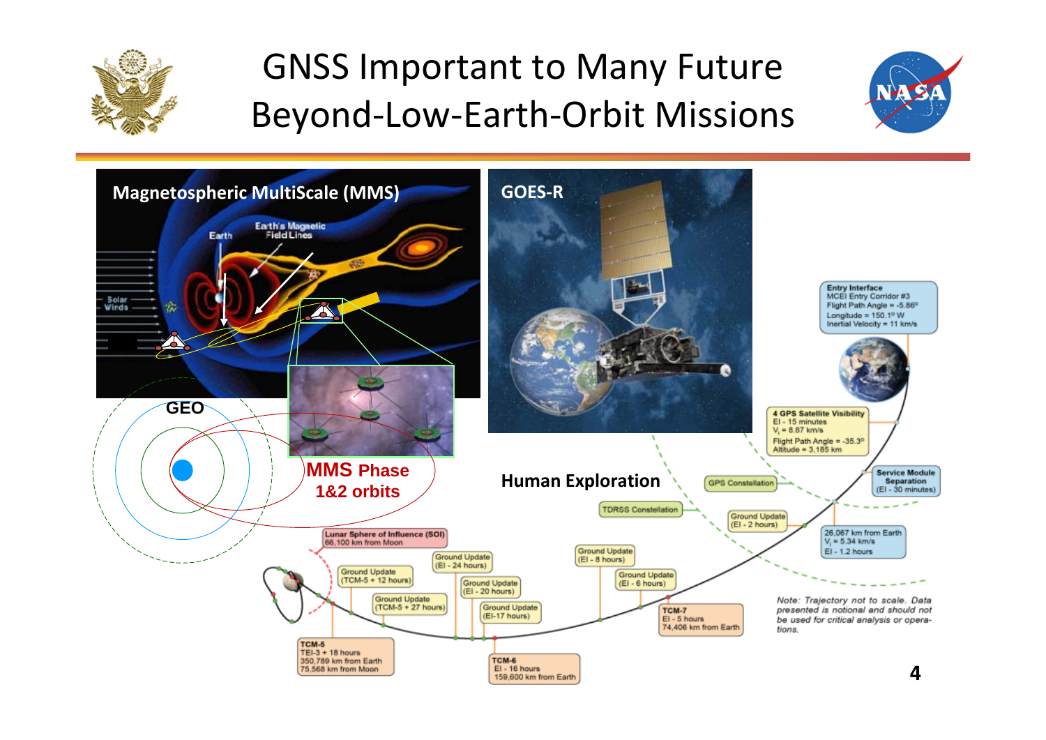# GNSS Important to Many Future Beyond-Low-Earth-Orbit Missions

**Magnetospheric MultiScale (MMS)**

Earth

Earth's Magnetic Field Lines

Solar Winds

GEO

MMS Phase 1&2 orbits

**GOES-R**

**Human Exploration**

Entry Interface
MCEI Entry Corridor #3
Flight Path Angle = -5.86°
Longitude = 150.1° W
Inertial Velocity = 11 km/s

4 GPS Satellite Visibility
EI - 15 minutes
$V_i$ = 8.87 km/s
Flight Path Angle = -35.3°
Altitude = 3,185 km

GPS Constellation

Service Module Separation
(EI - 30 minutes)

TDRSS Constellation

Ground Update
(EI - 2 hours)

26,067 km from Earth
$V_i$ = 5.34 km/s
EI - 1.2 hours

Lunar Sphere of Influence (SOI)
66,100 km from Moon

Ground Update
(EI - 8 hours)

Ground Update
(EI - 24 hours)

Ground Update
(TCM-5 + 12 hours)

Ground Update
(EI - 20 hours)

Ground Update
(EI - 6 hours)

Ground Update
(TCM-5 + 27 hours)

Ground Update
(EI-17 hours)

TCM-7
EI - 5 hours
74,406 km from Earth

TCM-5
TEI-3 + 18 hours
350,789 km from Earth
75,568 km from Moon

TCM-6
EI - 16 hours
159,600 km from Earth

*Note: Trajectory not to scale. Data presented is notional and should not be used for critical analysis or operations.*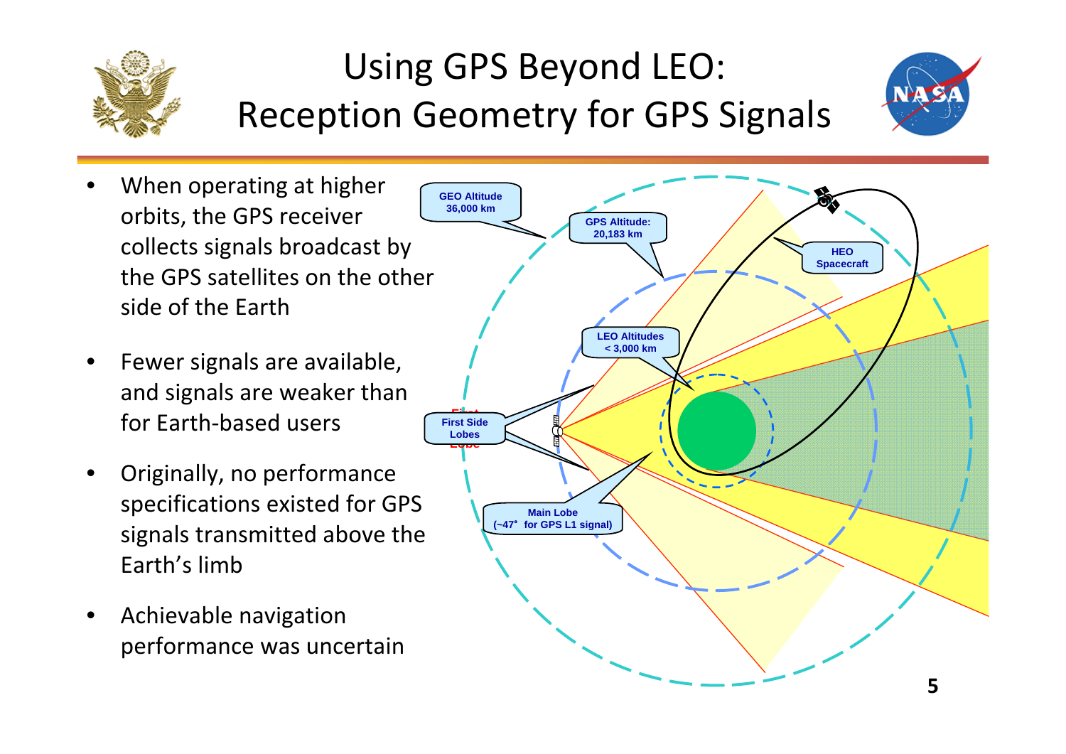# Using GPS Beyond LEO: Reception Geometry for GPS Signals

- When operating at higher orbits, the GPS receiver collects signals broadcast by the GPS satellites on the other side of the Earth
- Fewer signals are available, and signals are weaker than for Earth-based users
- Originally, no performance specifications existed for GPS signals transmitted above the Earth's limb
- Achievable navigation performance was uncertain

GEO Altitude 36,000 km

GPS Altitude: 20,183 km

HEO Spacecraft

LEO Altitudes < 3,000 km

First Side Lobes

Main Lobe (~47° for GPS L1 signal)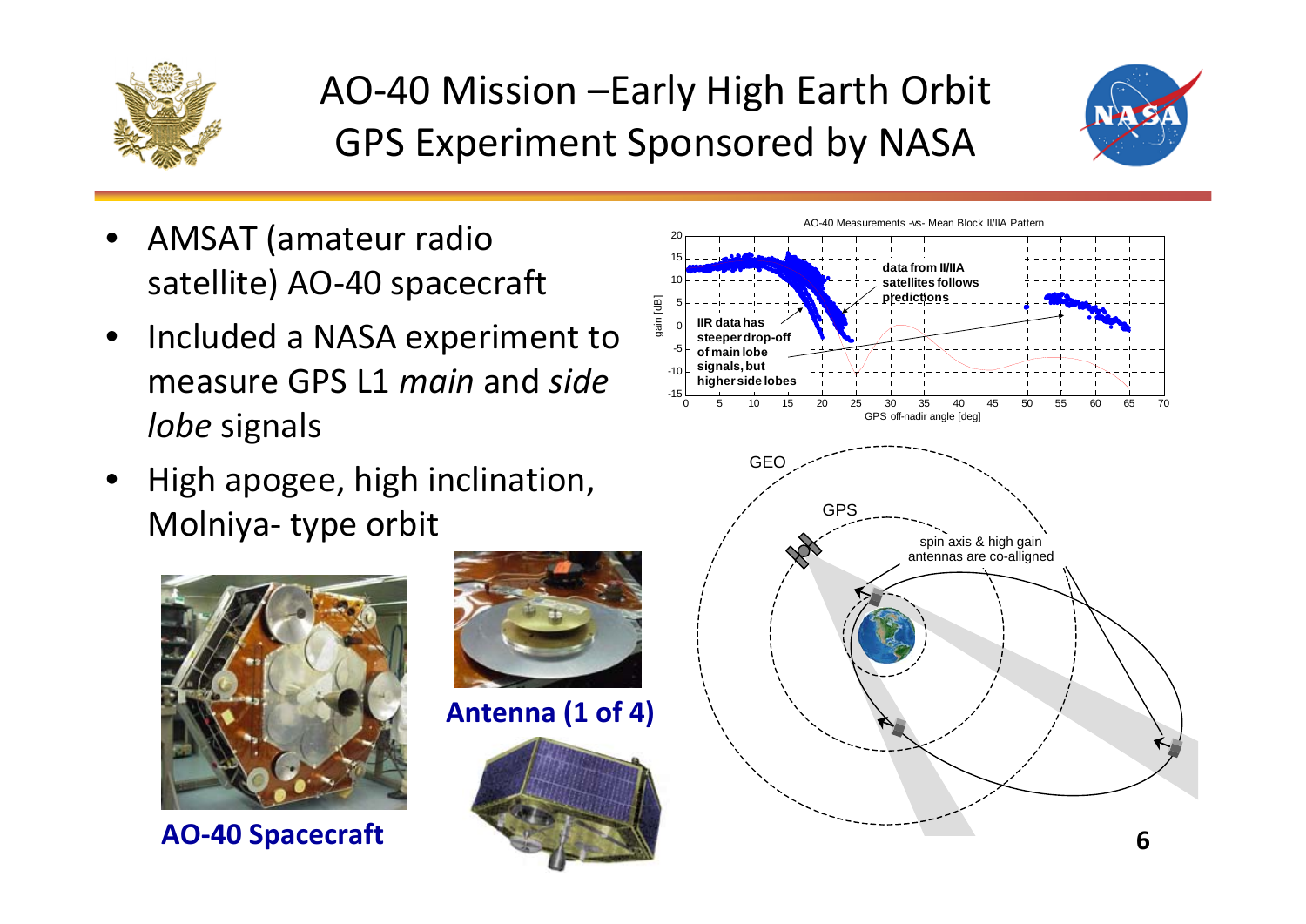# AO-40 Mission –Early High Earth Orbit GPS Experiment Sponsored by NASA

- AMSAT (amateur radio satellite) AO-40 spacecraft
- Included a NASA experiment to measure GPS L1 *main* and *side lobe* signals
- High apogee, high inclination, Molniya- type orbit

AO-40 Measurements -vs- Mean Block II/IIA Pattern

data from II/IIA satellites follows predictions

IIR data has steeper drop-off of main lobe signals, but higher side lobes

GEO

GPS

spin axis & high gain antennas are co-alligned

**AO-40 Spacecraft**

**Antenna (1 of 4)**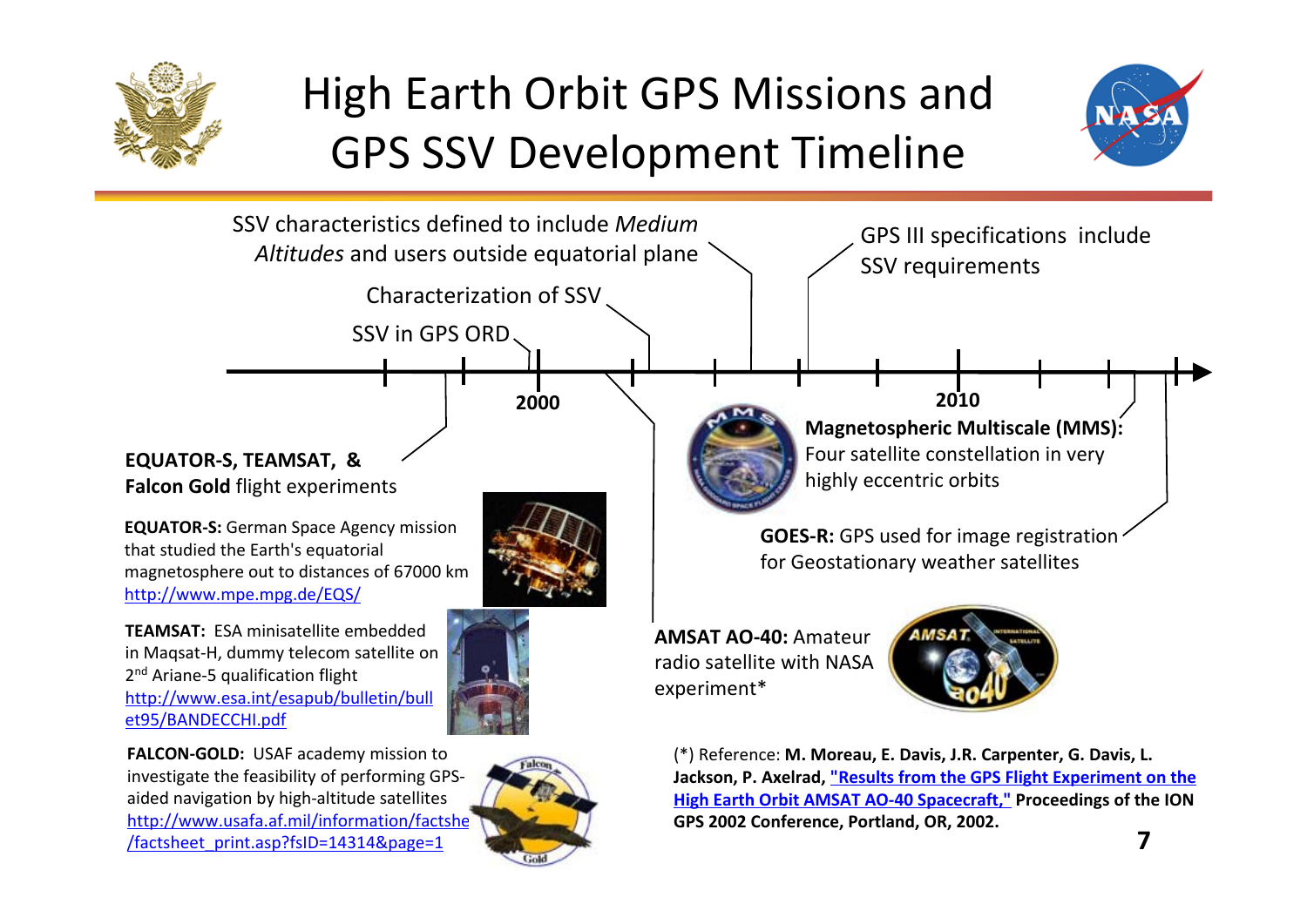# High Earth Orbit GPS Missions and GPS SSV Development Timeline

SSV characteristics defined to include *Medium Altitudes* and users outside equatorial plane

GPS III specifications include SSV requirements

Characterization of SSV

SSV in GPS ORD

2000

2010

**EQUATOR-S, TEAMSAT, & Falcon Gold** flight experiments

**Magnetospheric Multiscale (MMS):** Four satellite constellation in very highly eccentric orbits

**GOES-R:** GPS used for image registration for Geostationary weather satellites

**EQUATOR-S:** German Space Agency mission that studied the Earth's equatorial magnetosphere out to distances of 67000 km
http://www.mpe.mpg.de/EQS/

**TEAMSAT:** ESA minisatellite embedded in Maqsat-H, dummy telecom satellite on 2nd Ariane-5 qualification flight
http://www.esa.int/esapub/bulletin/bullet95/BANDECCHI.pdf

**FALCON-GOLD:** USAF academy mission to investigate the feasibility of performing GPS-aided navigation by high-altitude satellites
http://www.usafa.af.mil/information/factsheets/factsheet_print.asp?fsID=14314&page=1

**AMSAT AO-40:** Amateur radio satellite with NASA experiment*

(*) Reference: **M. Moreau, E. Davis, J.R. Carpenter, G. Davis, L. Jackson, P. Axelrad, "Results from the GPS Flight Experiment on the High Earth Orbit AMSAT AO-40 Spacecraft," Proceedings of the ION GPS 2002 Conference, Portland, OR, 2002.**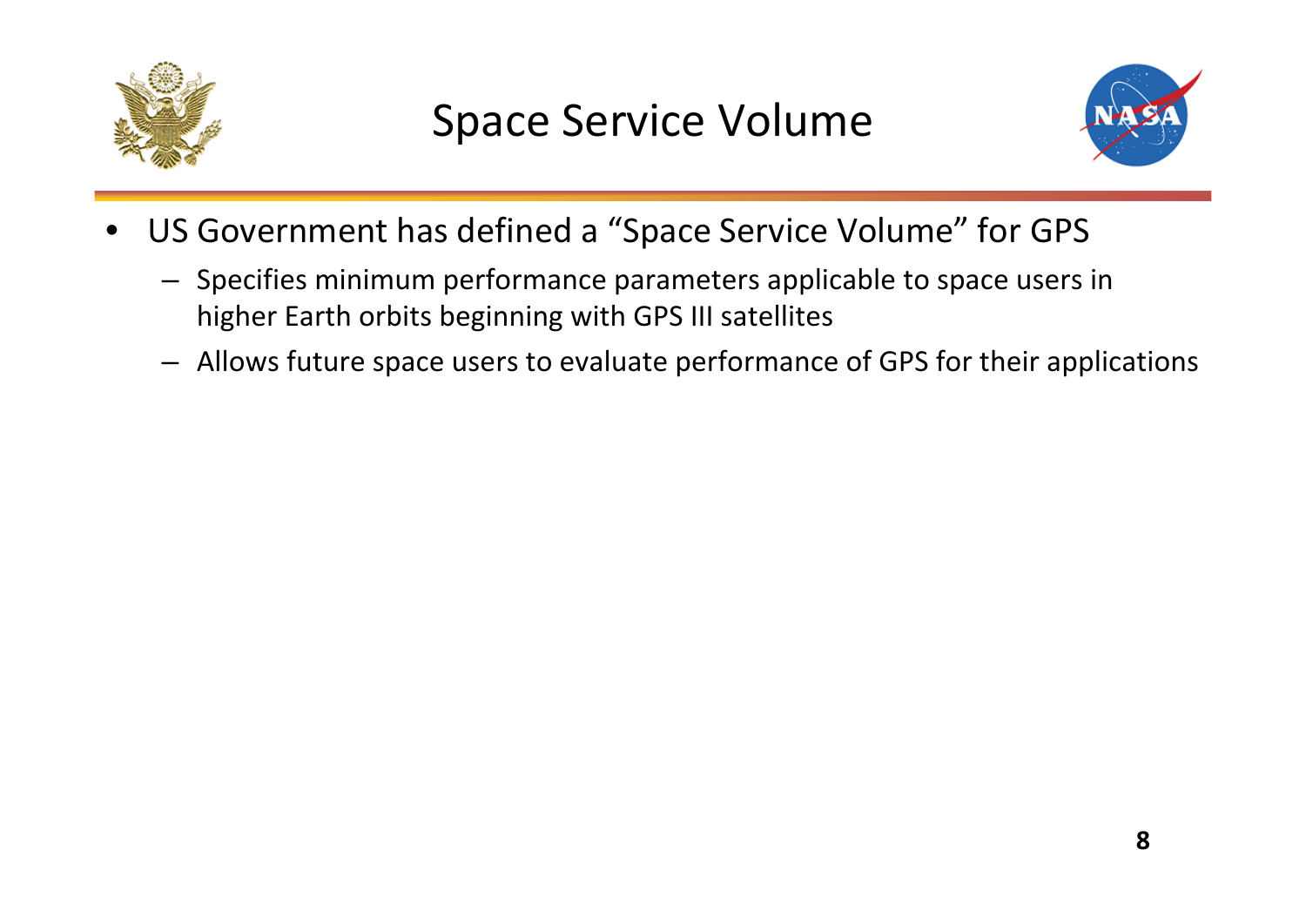# Space Service Volume

- US Government has defined a “Space Service Volume” for GPS
  - Specifies minimum performance parameters applicable to space users in higher Earth orbits beginning with GPS III satellites
  - Allows future space users to evaluate performance of GPS for their applications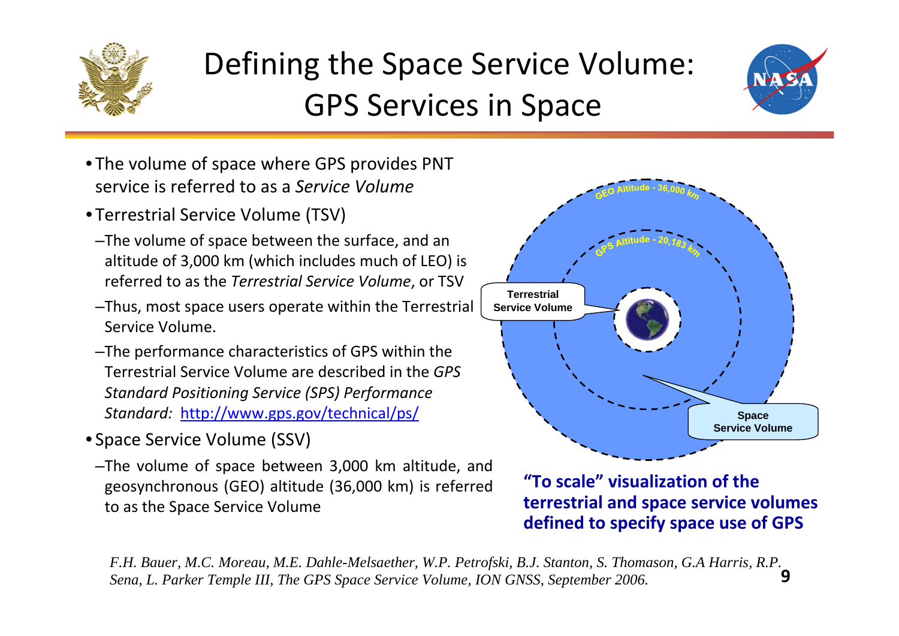# Defining the Space Service Volume: GPS Services in Space

- The volume of space where GPS provides PNT service is referred to as a *Service Volume*
- Terrestrial Service Volume (TSV)
  - The volume of space between the surface, and an altitude of 3,000 km (which includes much of LEO) is referred to as the *Terrestrial Service Volume*, or TSV
  - Thus, most space users operate within the Terrestrial Service Volume.
  - The performance characteristics of GPS within the Terrestrial Service Volume are described in the *GPS Standard Positioning Service (SPS) Performance Standard:* http://www.gps.gov/technical/ps/
- Space Service Volume (SSV)
  - The volume of space between 3,000 km altitude, and geosynchronous (GEO) altitude (36,000 km) is referred to as the Space Service Volume

GEO Altitude - 36,000 km

GPS Altitude - 20,183 km

Terrestrial Service Volume

Space Service Volume

**"To scale" visualization of the terrestrial and space service volumes defined to specify space use of GPS**

*F.H. Bauer, M.C. Moreau, M.E. Dahle-Melsaether, W.P. Petrofski, B.J. Stanton, S. Thomason, G.A Harris, R.P. Sena, L. Parker Temple III, The GPS Space Service Volume, ION GNSS, September 2006.*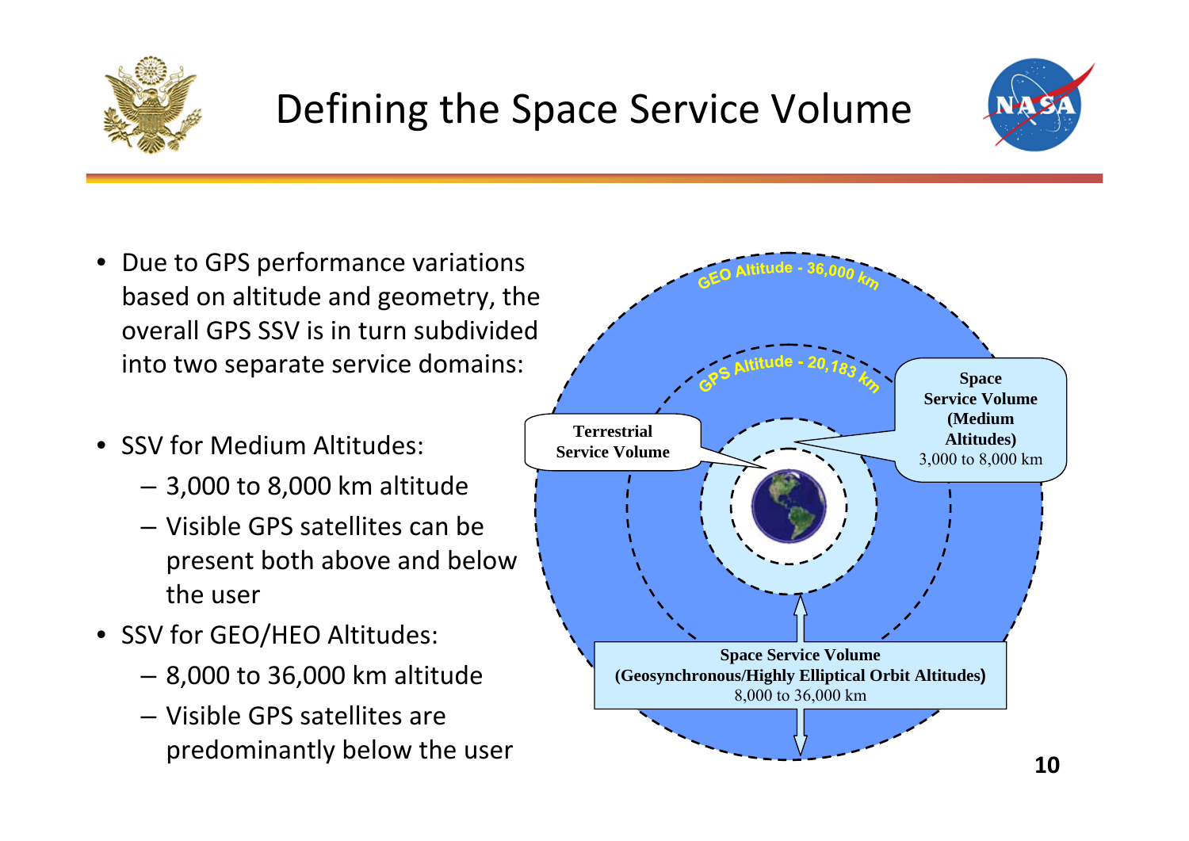# Defining the Space Service Volume

- Due to GPS performance variations based on altitude and geometry, the overall GPS SSV is in turn subdivided into two separate service domains:
- SSV for Medium Altitudes:
  - 3,000 to 8,000 km altitude
  - Visible GPS satellites can be present both above and below the user
- SSV for GEO/HEO Altitudes:
  - 8,000 to 36,000 km altitude
  - Visible GPS satellites are predominantly below the user

GEO Altitude - 36,000 km

GPS Altitude - 20,183 km

Terrestrial Service Volume

Space Service Volume (Medium Altitudes) 3,000 to 8,000 km

Space Service Volume (Geosynchronous/Highly Elliptical Orbit Altitudes) 8,000 to 36,000 km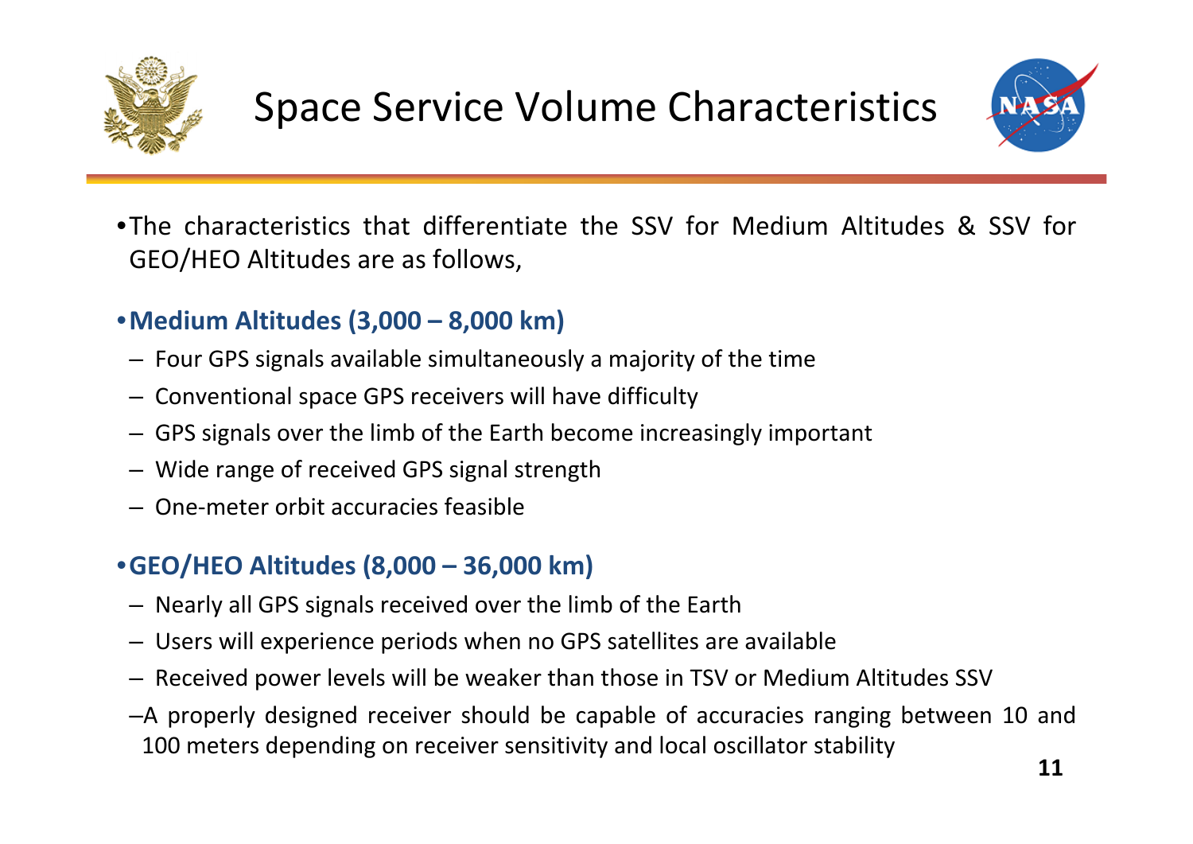# Space Service Volume Characteristics

- The characteristics that differentiate the SSV for Medium Altitudes & SSV for GEO/HEO Altitudes are as follows,

- **Medium Altitudes (3,000 – 8,000 km)**
  - Four GPS signals available simultaneously a majority of the time
  - Conventional space GPS receivers will have difficulty
  - GPS signals over the limb of the Earth become increasingly important
  - Wide range of received GPS signal strength
  - One-meter orbit accuracies feasible

- **GEO/HEO Altitudes (8,000 – 36,000 km)**
  - Nearly all GPS signals received over the limb of the Earth
  - Users will experience periods when no GPS satellites are available
  - Received power levels will be weaker than those in TSV or Medium Altitudes SSV
  - A properly designed receiver should be capable of accuracies ranging between 10 and 100 meters depending on receiver sensitivity and local oscillator stability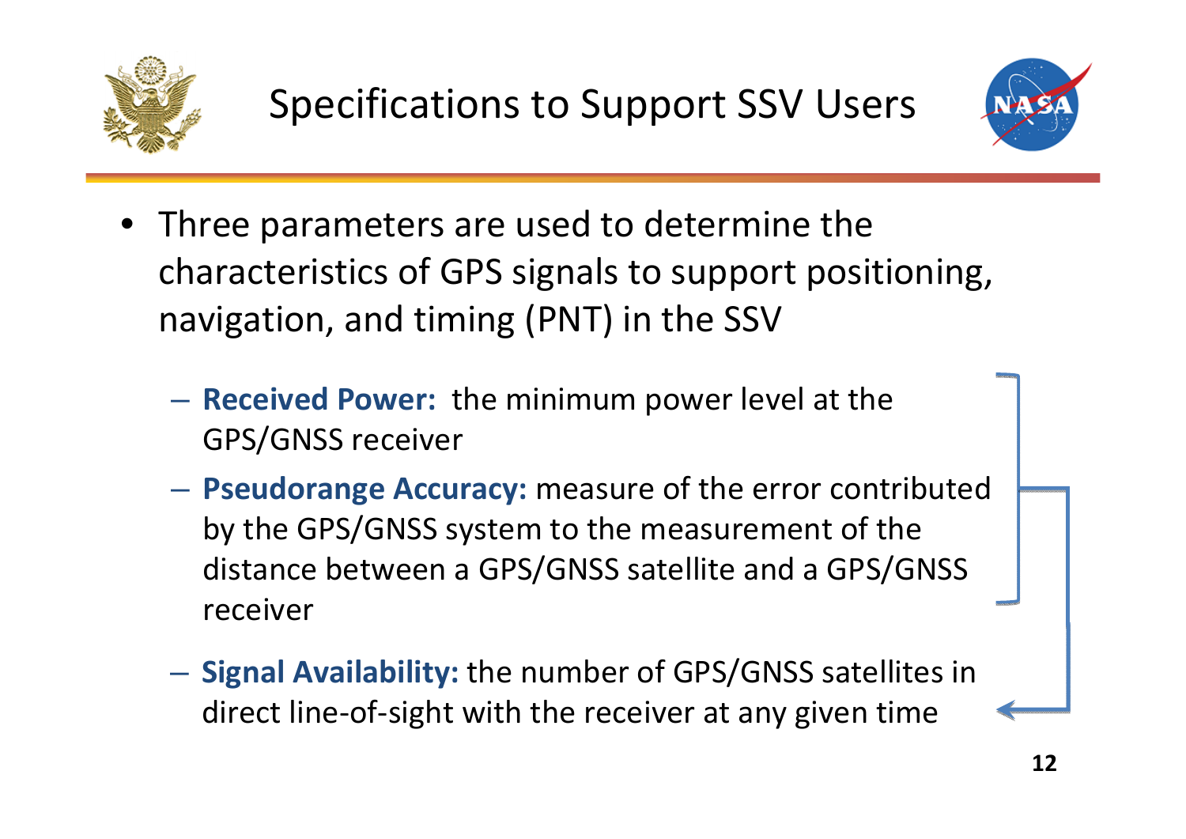# Specifications to Support SSV Users

- Three parameters are used to determine the characteristics of GPS signals to support positioning, navigation, and timing (PNT) in the SSV
  - **Received Power:** the minimum power level at the GPS/GNSS receiver
  - **Pseudorange Accuracy:** measure of the error contributed by the GPS/GNSS system to the measurement of the distance between a GPS/GNSS satellite and a GPS/GNSS receiver
  - **Signal Availability:** the number of GPS/GNSS satellites in direct line-of-sight with the receiver at any given time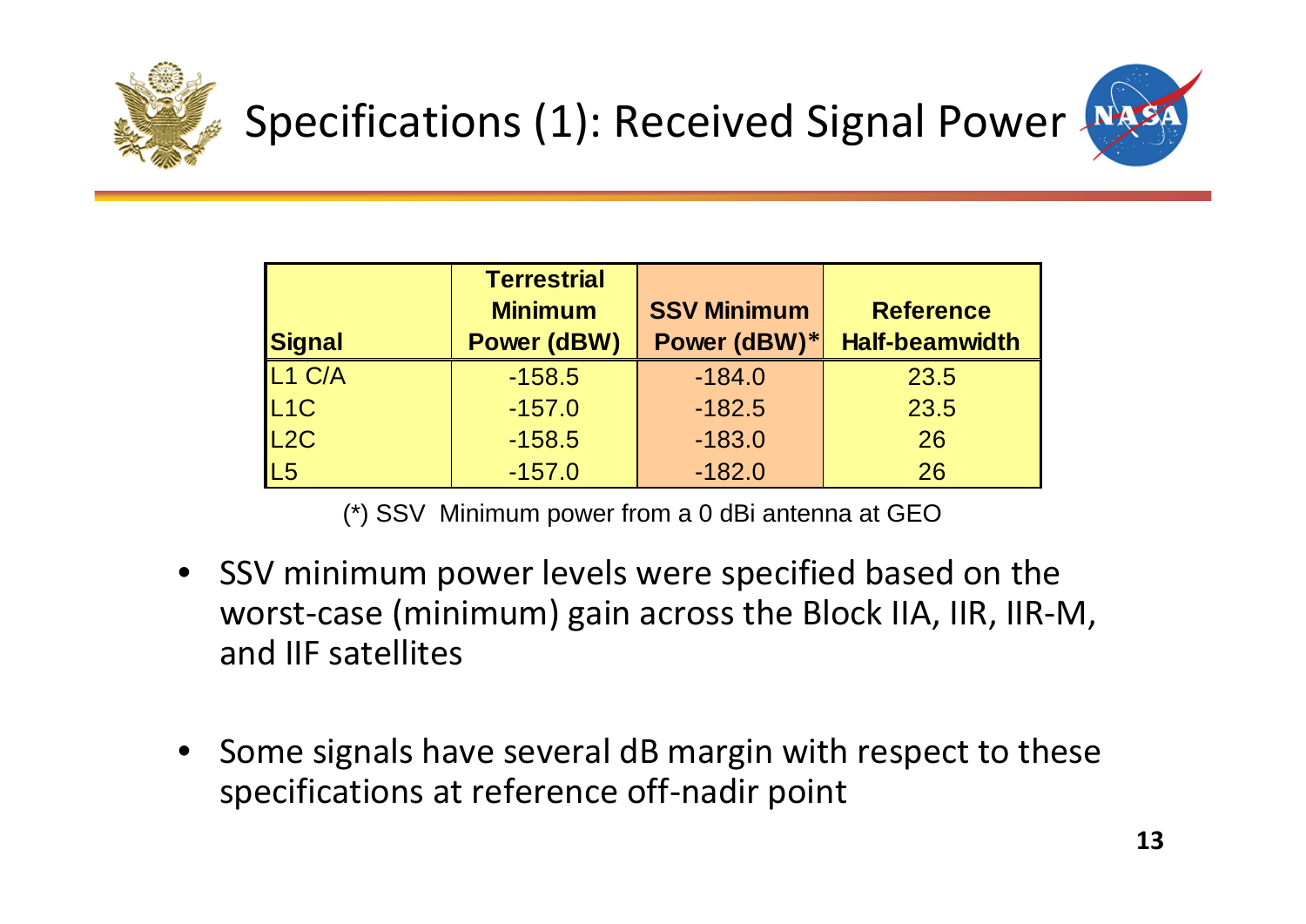# Specifications (1): Received Signal Power

| Signal | Terrestrial Minimum Power (dBW) | SSV Minimum Power (dBW)* | Reference Half-beamwidth |
|---|---|---|---|
| L1 C/A | -158.5 | -184.0 | 23.5 |
| L1C | -157.0 | -182.5 | 23.5 |
| L2C | -158.5 | -183.0 | 26 |
| L5 | -157.0 | -182.0 | 26 |

(*) SSV Minimum power from a 0 dBi antenna at GEO

- SSV minimum power levels were specified based on the worst-case (minimum) gain across the Block IIA, IIR, IIR-M, and IIF satellites
- Some signals have several dB margin with respect to these specifications at reference off-nadir point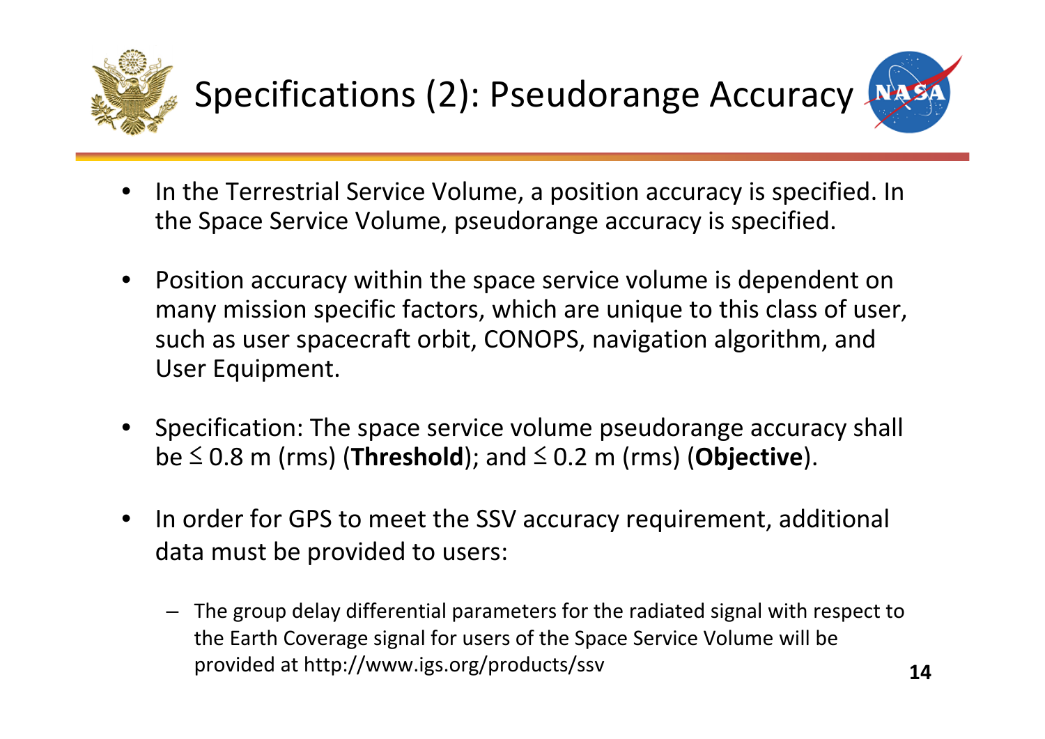# Specifications (2): Pseudorange Accuracy

- In the Terrestrial Service Volume, a position accuracy is specified. In the Space Service Volume, pseudorange accuracy is specified.
- Position accuracy within the space service volume is dependent on many mission specific factors, which are unique to this class of user, such as user spacecraft orbit, CONOPS, navigation algorithm, and User Equipment.
- Specification: The space service volume pseudorange accuracy shall be ≤ 0.8 m (rms) (**Threshold**); and ≤ 0.2 m (rms) (**Objective**).
- In order for GPS to meet the SSV accuracy requirement, additional data must be provided to users:
  - The group delay differential parameters for the radiated signal with respect to the Earth Coverage signal for users of the Space Service Volume will be provided at http://www.igs.org/products/ssv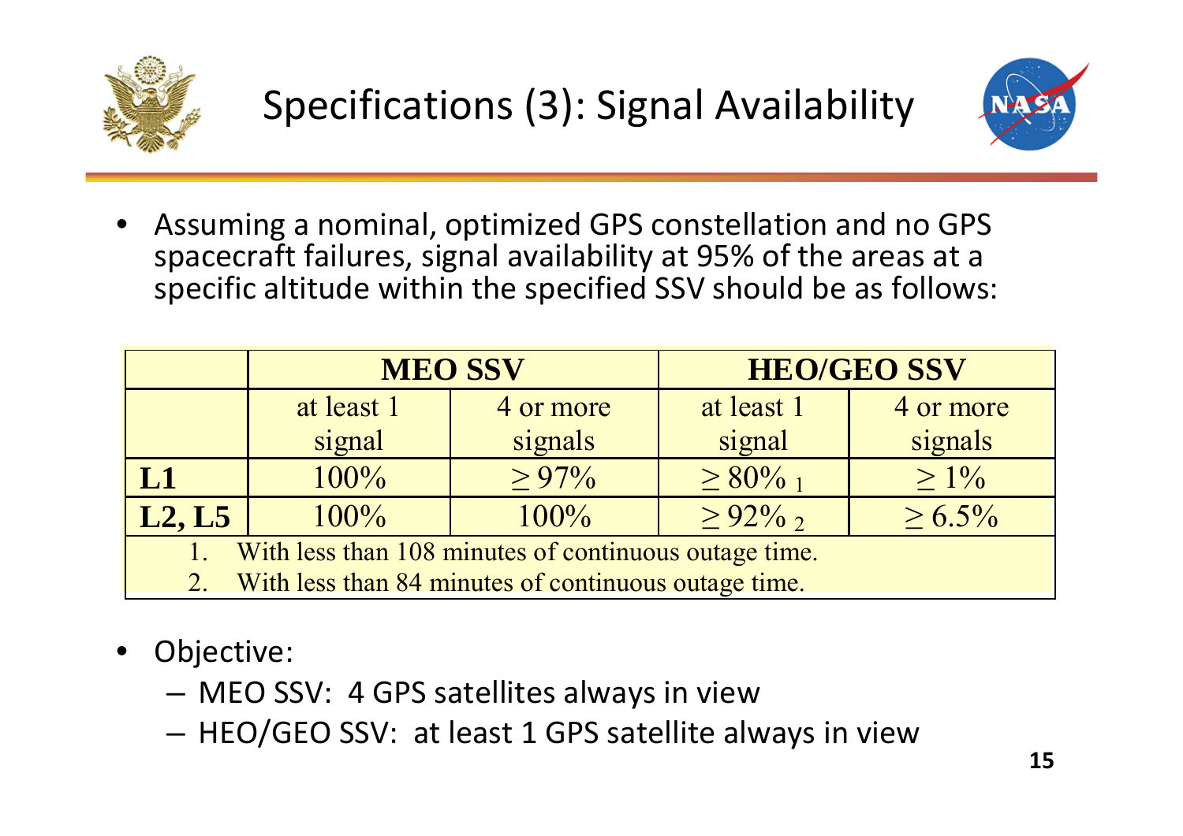# Specifications (3): Signal Availability

- Assuming a nominal, optimized GPS constellation and no GPS spacecraft failures, signal availability at 95% of the areas at a specific altitude within the specified SSV should be as follows:

| | MEO SSV | | HEO/GEO SSV | |
|---|---|---|---|---|
| | at least 1 signal | 4 or more signals | at least 1 signal | 4 or more signals |
| **L1** | 100% | ≥ 97% | ≥ 80% [1] | ≥ 1% |
| **L2, L5** | 100% | 100% | ≥ 92% [2] | ≥ 6.5% |

1. With less than 108 minutes of continuous outage time.
2. With less than 84 minutes of continuous outage time.

- Objective:
  - MEO SSV: 4 GPS satellites always in view
  - HEO/GEO SSV: at least 1 GPS satellite always in view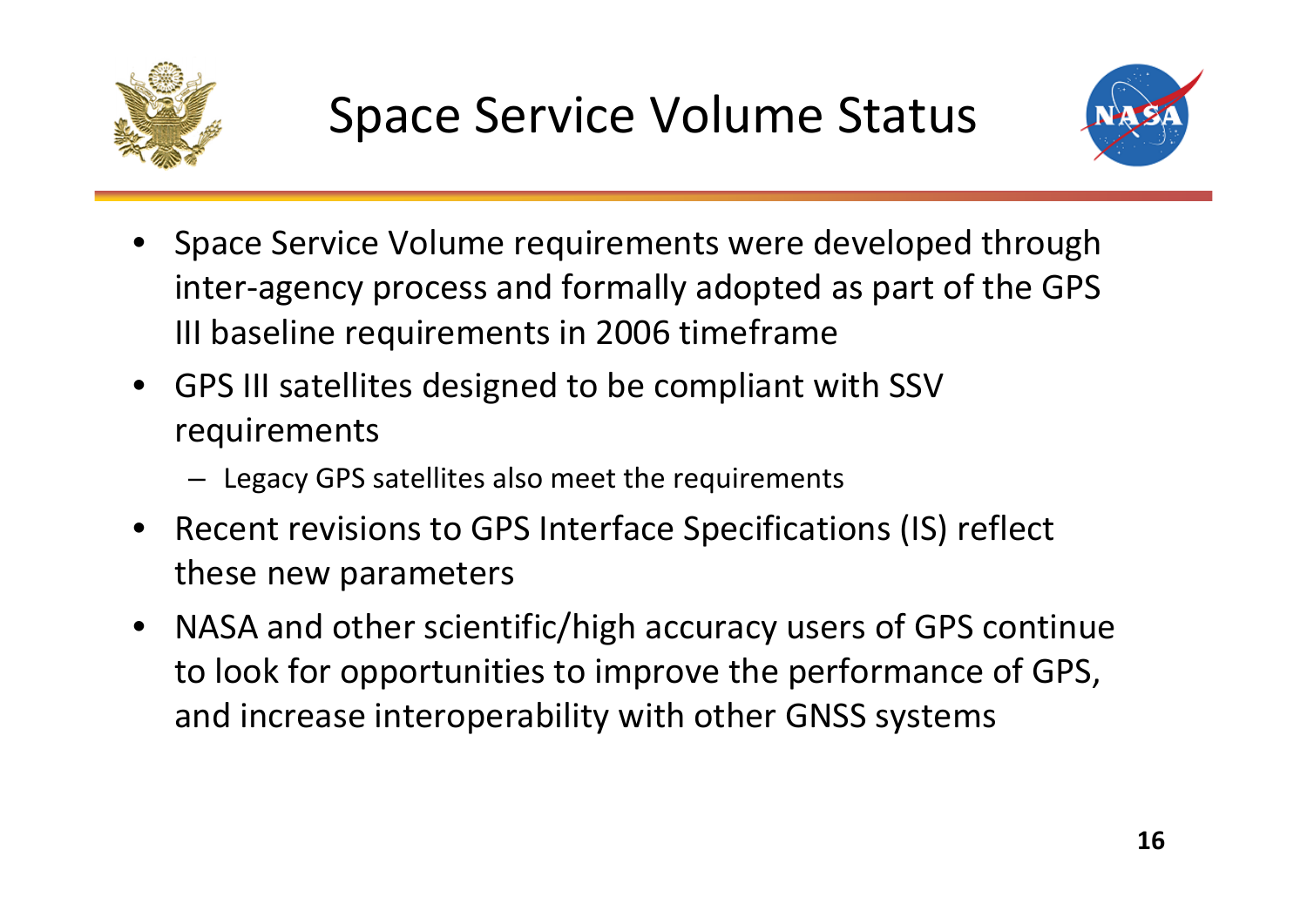# Space Service Volume Status

- Space Service Volume requirements were developed through inter-agency process and formally adopted as part of the GPS III baseline requirements in 2006 timeframe
- GPS III satellites designed to be compliant with SSV requirements
  - Legacy GPS satellites also meet the requirements
- Recent revisions to GPS Interface Specifications (IS) reflect these new parameters
- NASA and other scientific/high accuracy users of GPS continue to look for opportunities to improve the performance of GPS, and increase interoperability with other GNSS systems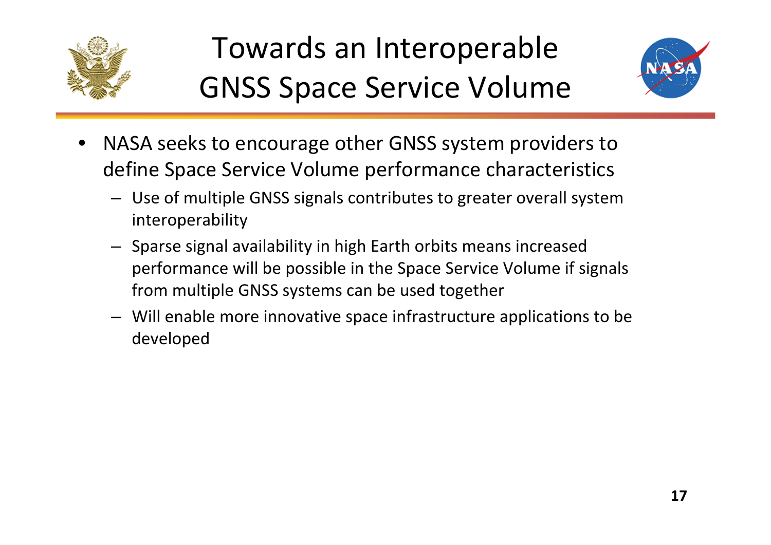# Towards an Interoperable GNSS Space Service Volume

- NASA seeks to encourage other GNSS system providers to define Space Service Volume performance characteristics
  - Use of multiple GNSS signals contributes to greater overall system interoperability
  - Sparse signal availability in high Earth orbits means increased performance will be possible in the Space Service Volume if signals from multiple GNSS systems can be used together
  - Will enable more innovative space infrastructure applications to be developed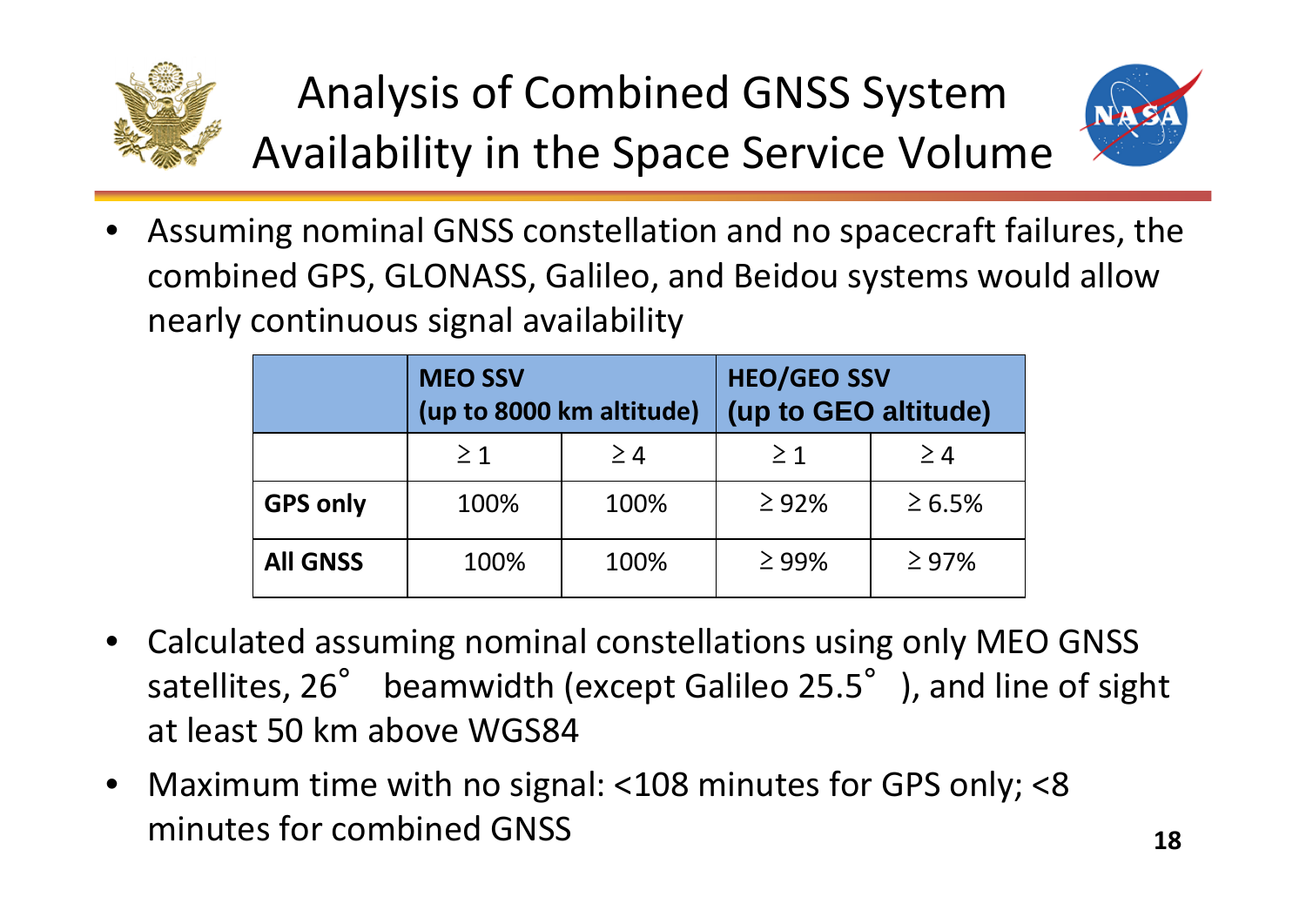# Analysis of Combined GNSS System Availability in the Space Service Volume

- Assuming nominal GNSS constellation and no spacecraft failures, the combined GPS, GLONASS, Galileo, and Beidou systems would allow nearly continuous signal availability

| | MEO SSV (up to 8000 km altitude) | | HEO/GEO SSV (up to GEO altitude) | |
|---|---|---|---|---|
| | ≥ 1 | ≥ 4 | ≥ 1 | ≥ 4 |
| **GPS only** | 100% | 100% | ≥ 92% | ≥ 6.5% |
| **All GNSS** | 100% | 100% | ≥ 99% | ≥ 97% |

- Calculated assuming nominal constellations using only MEO GNSS satellites, 26° beamwidth (except Galileo 25.5°), and line of sight at least 50 km above WGS84
- Maximum time with no signal: <108 minutes for GPS only; <8 minutes for combined GNSS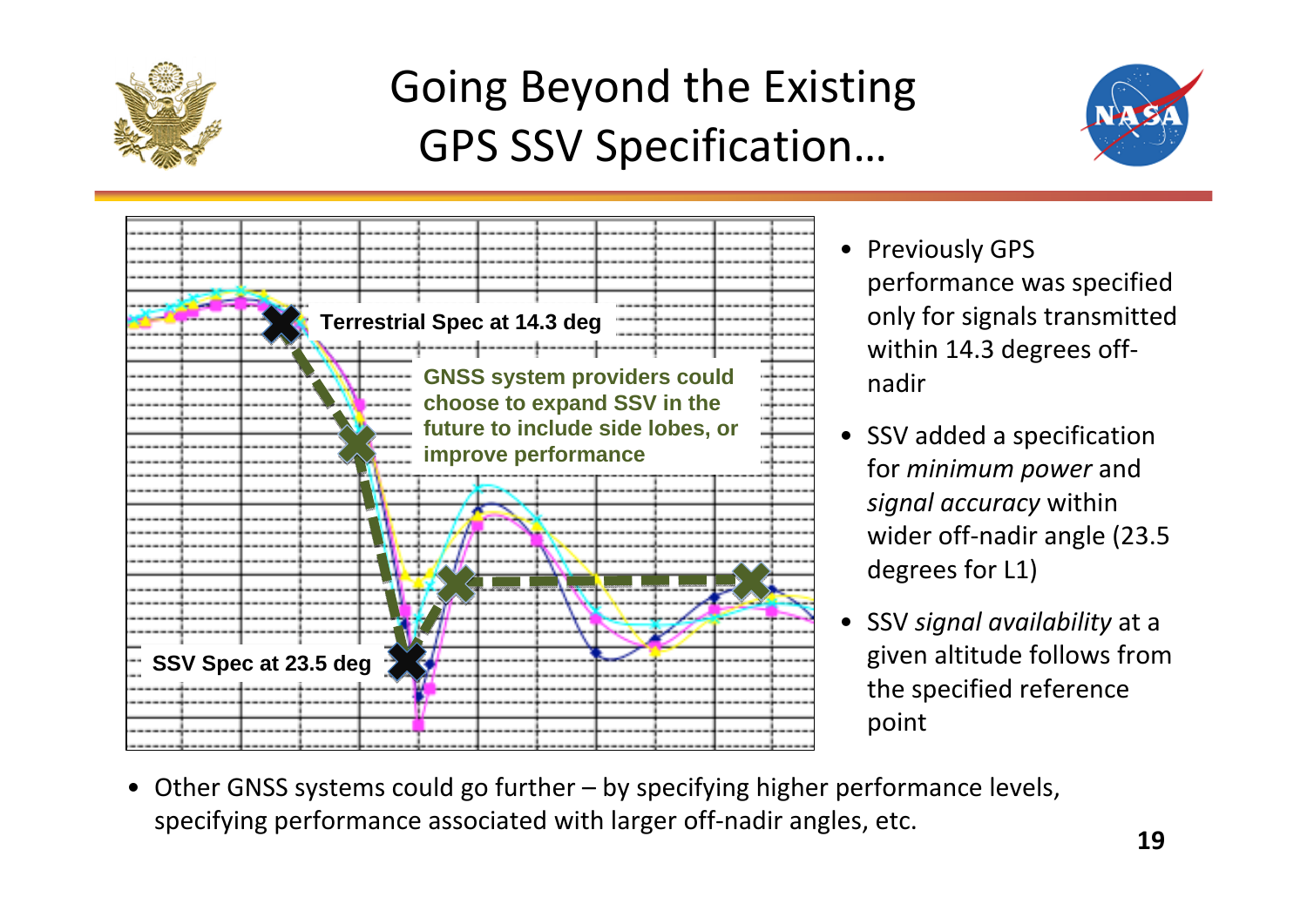# Going Beyond the Existing GPS SSV Specification…

Terrestrial Spec at 14.3 deg

GNSS system providers could choose to expand SSV in the future to include side lobes, or improve performance

SSV Spec at 23.5 deg

- Previously GPS performance was specified only for signals transmitted within 14.3 degrees off-nadir
- SSV added a specification for *minimum power* and *signal accuracy* within wider off-nadir angle (23.5 degrees for L1)
- SSV *signal availability* at a given altitude follows from the specified reference point

- Other GNSS systems could go further – by specifying higher performance levels, specifying performance associated with larger off-nadir angles, etc.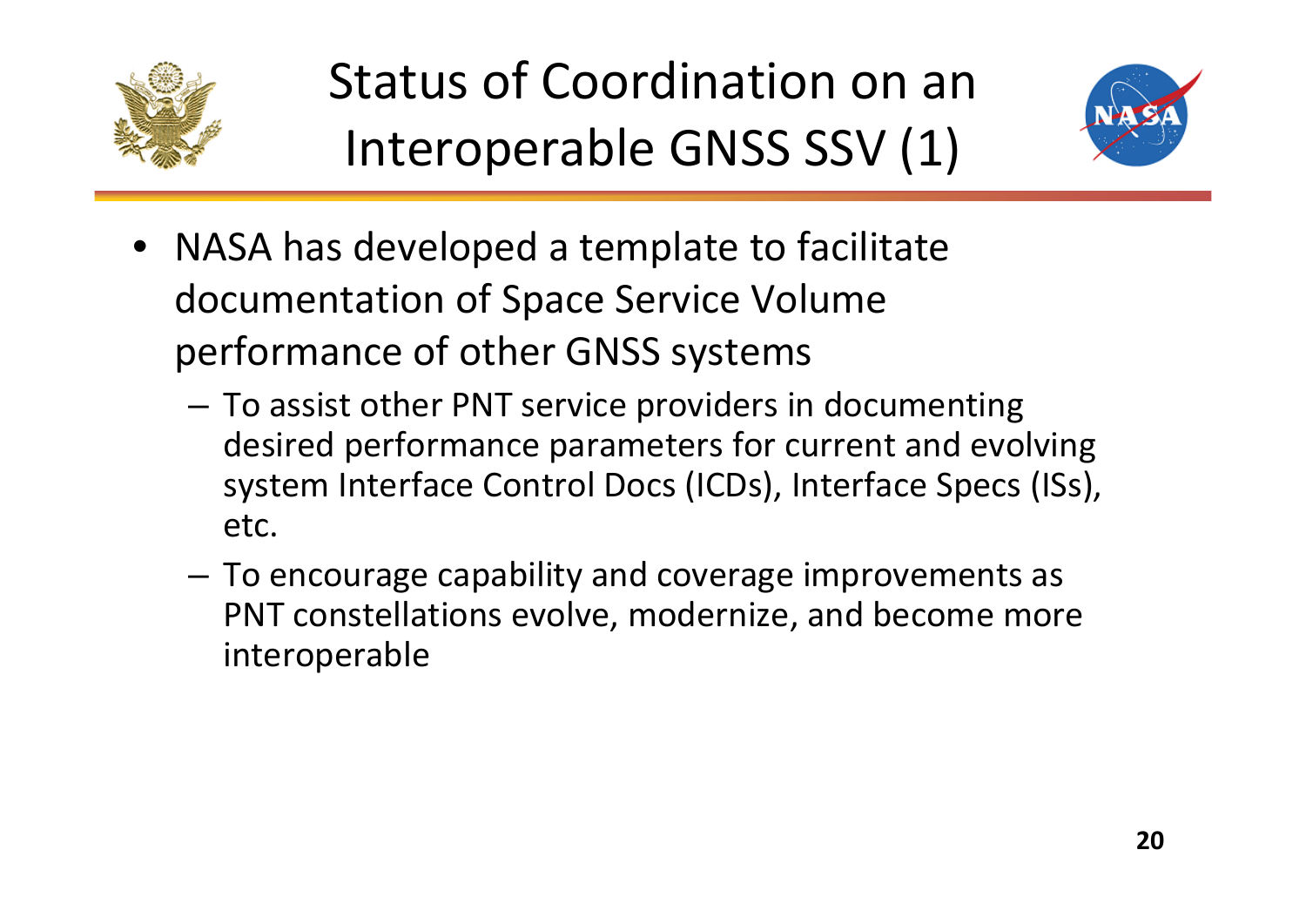# Status of Coordination on an Interoperable GNSS SSV (1)

- NASA has developed a template to facilitate documentation of Space Service Volume performance of other GNSS systems
  - To assist other PNT service providers in documenting desired performance parameters for current and evolving system Interface Control Docs (ICDs), Interface Specs (ISs), etc.
  - To encourage capability and coverage improvements as PNT constellations evolve, modernize, and become more interoperable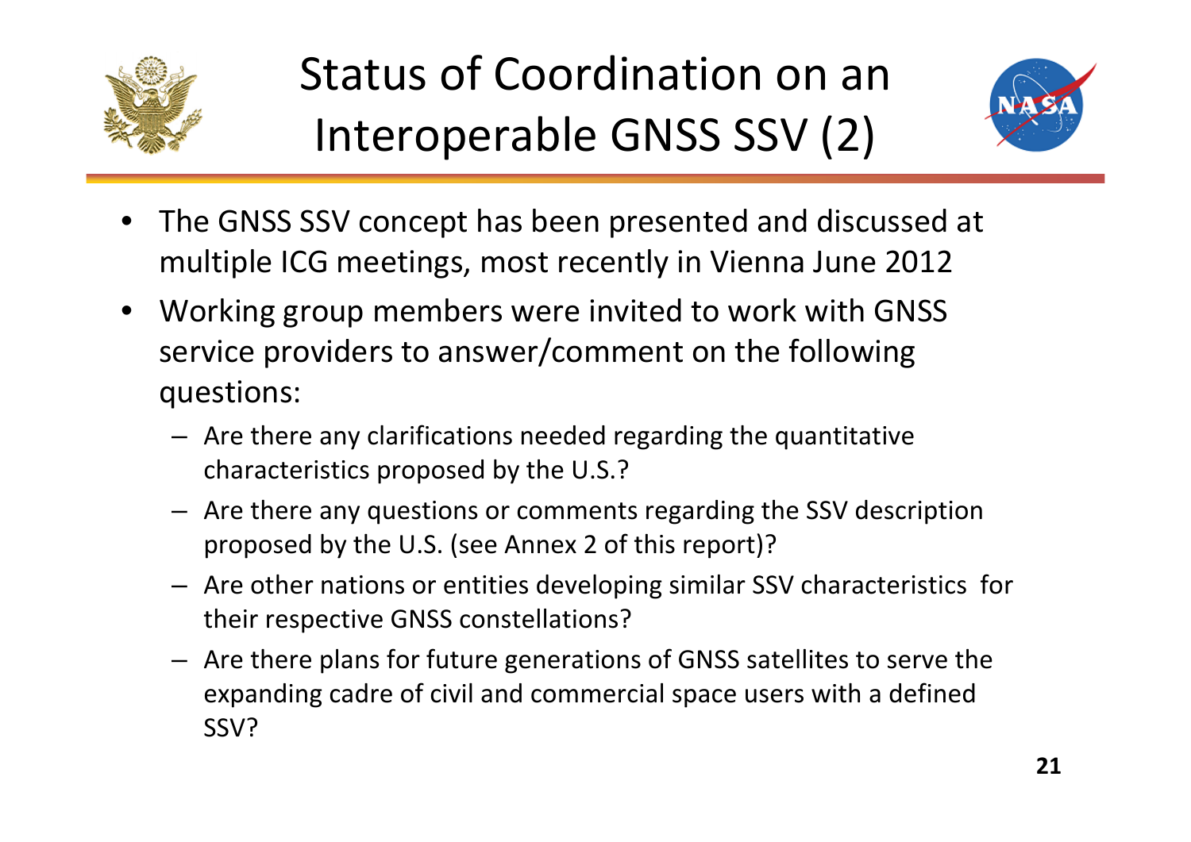# Status of Coordination on an Interoperable GNSS SSV (2)

- The GNSS SSV concept has been presented and discussed at multiple ICG meetings, most recently in Vienna June 2012
- Working group members were invited to work with GNSS service providers to answer/comment on the following questions:
  - Are there any clarifications needed regarding the quantitative characteristics proposed by the U.S.?
  - Are there any questions or comments regarding the SSV description proposed by the U.S. (see Annex 2 of this report)?
  - Are other nations or entities developing similar SSV characteristics for their respective GNSS constellations?
  - Are there plans for future generations of GNSS satellites to serve the expanding cadre of civil and commercial space users with a defined SSV?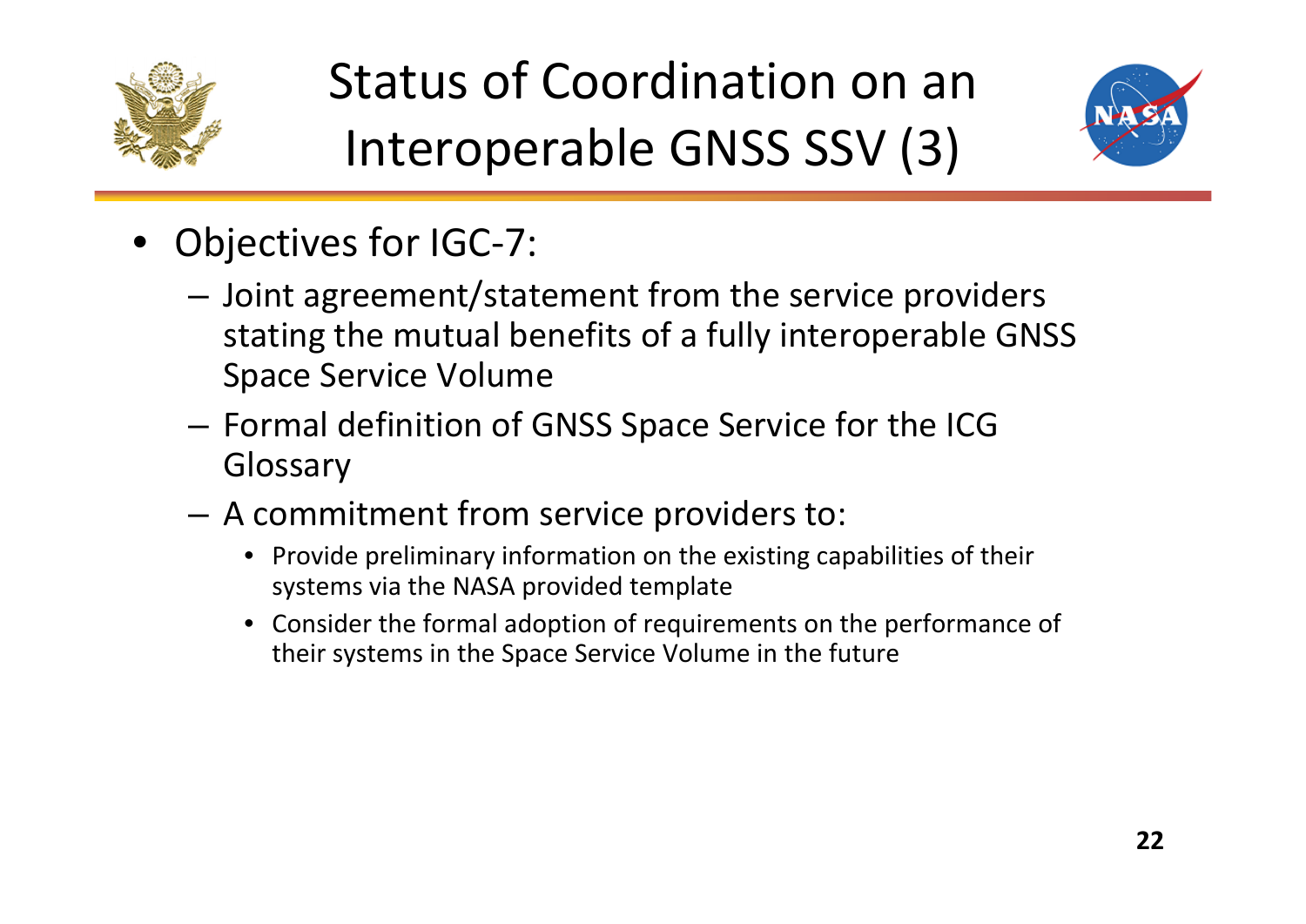# Status of Coordination on an Interoperable GNSS SSV (3)

- Objectives for IGC-7:
  - Joint agreement/statement from the service providers stating the mutual benefits of a fully interoperable GNSS Space Service Volume
  - Formal definition of GNSS Space Service for the ICG Glossary
  - A commitment from service providers to:
    - Provide preliminary information on the existing capabilities of their systems via the NASA provided template
    - Consider the formal adoption of requirements on the performance of their systems in the Space Service Volume in the future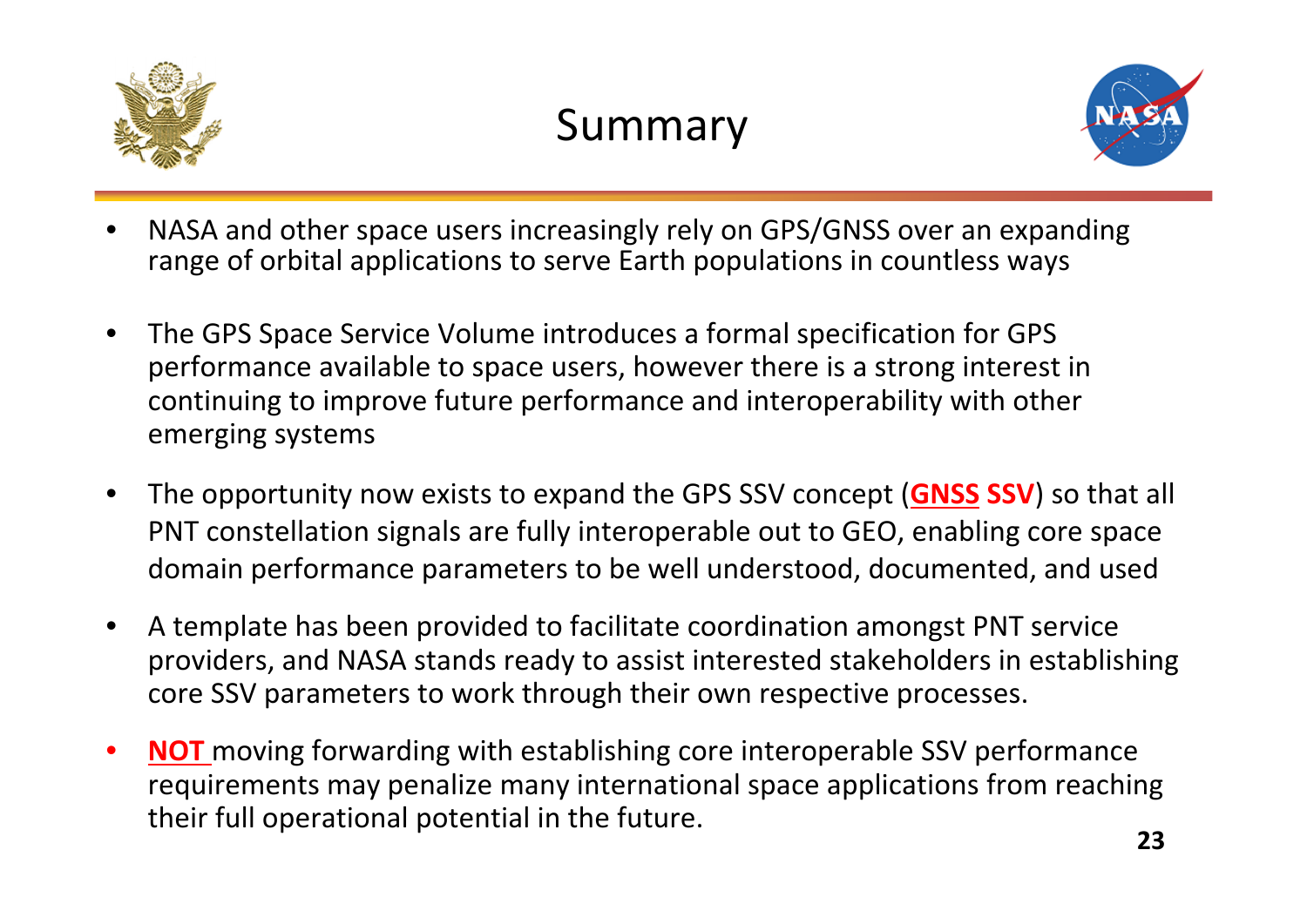# Summary

- NASA and other space users increasingly rely on GPS/GNSS over an expanding range of orbital applications to serve Earth populations in countless ways
- The GPS Space Service Volume introduces a formal specification for GPS performance available to space users, however there is a strong interest in continuing to improve future performance and interoperability with other emerging systems
- The opportunity now exists to expand the GPS SSV concept (**GNSS SSV**) so that all PNT constellation signals are fully interoperable out to GEO, enabling core space domain performance parameters to be well understood, documented, and used
- A template has been provided to facilitate coordination amongst PNT service providers, and NASA stands ready to assist interested stakeholders in establishing core SSV parameters to work through their own respective processes.
- **NOT** moving forwarding with establishing core interoperable SSV performance requirements may penalize many international space applications from reaching their full operational potential in the future.